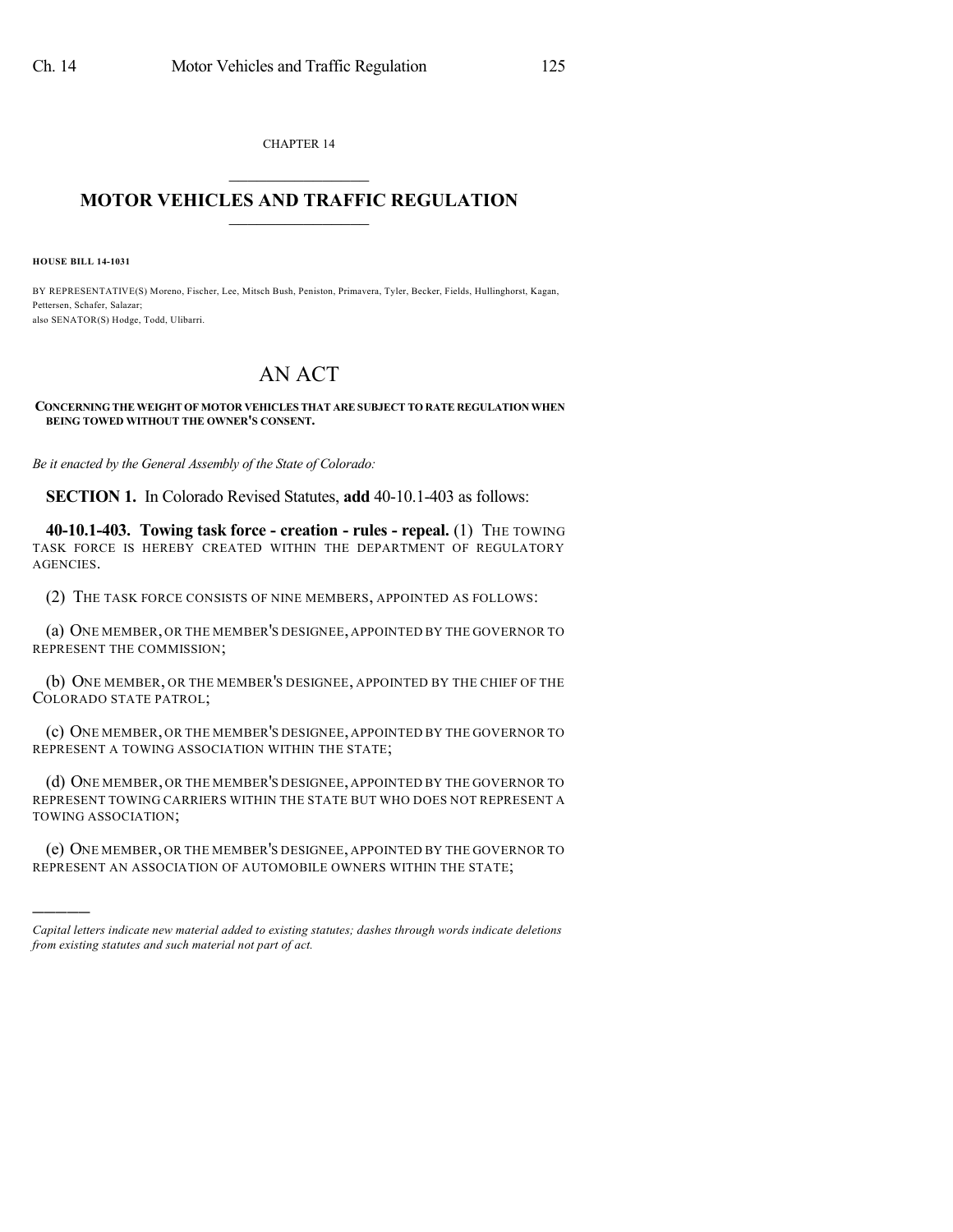CHAPTER 14

# MOTOR VEHICLES AND TRAFFIC REGULATION

**HOUSE BILL 14-1031**

BY REPRESENTATIVE(S) Moreno, Fischer, Lee, Mitsch Bush, Peniston, Primavera, Tyler, Becker, Fields, Hullinghorst, Kagan, Pettersen, Schafer, Salazar;
also SENATOR(S) Hodge, Todd, Ulibarri.

# AN ACT

**CONCERNING THE WEIGHT OF MOTOR VEHICLES THAT ARE SUBJECT TO RATE REGULATION WHEN BEING TOWED WITHOUT THE OWNER'S CONSENT.**

*Be it enacted by the General Assembly of the State of Colorado:*

**SECTION 1.** In Colorado Revised Statutes, **add** 40-10.1-403 as follows:

**40-10.1-403. Towing task force - creation - rules - repeal.** (1) THE TOWING TASK FORCE IS HEREBY CREATED WITHIN THE DEPARTMENT OF REGULATORY AGENCIES.

(2) THE TASK FORCE CONSISTS OF NINE MEMBERS, APPOINTED AS FOLLOWS:

(a) ONE MEMBER, OR THE MEMBER'S DESIGNEE, APPOINTED BY THE GOVERNOR TO REPRESENT THE COMMISSION;

(b) ONE MEMBER, OR THE MEMBER'S DESIGNEE, APPOINTED BY THE CHIEF OF THE COLORADO STATE PATROL;

(c) ONE MEMBER, OR THE MEMBER'S DESIGNEE, APPOINTED BY THE GOVERNOR TO REPRESENT A TOWING ASSOCIATION WITHIN THE STATE;

(d) ONE MEMBER, OR THE MEMBER'S DESIGNEE, APPOINTED BY THE GOVERNOR TO REPRESENT TOWING CARRIERS WITHIN THE STATE BUT WHO DOES NOT REPRESENT A TOWING ASSOCIATION;

(e) ONE MEMBER, OR THE MEMBER'S DESIGNEE, APPOINTED BY THE GOVERNOR TO REPRESENT AN ASSOCIATION OF AUTOMOBILE OWNERS WITHIN THE STATE;

---

*Capital letters indicate new material added to existing statutes; dashes through words indicate deletions from existing statutes and such material not part of act.*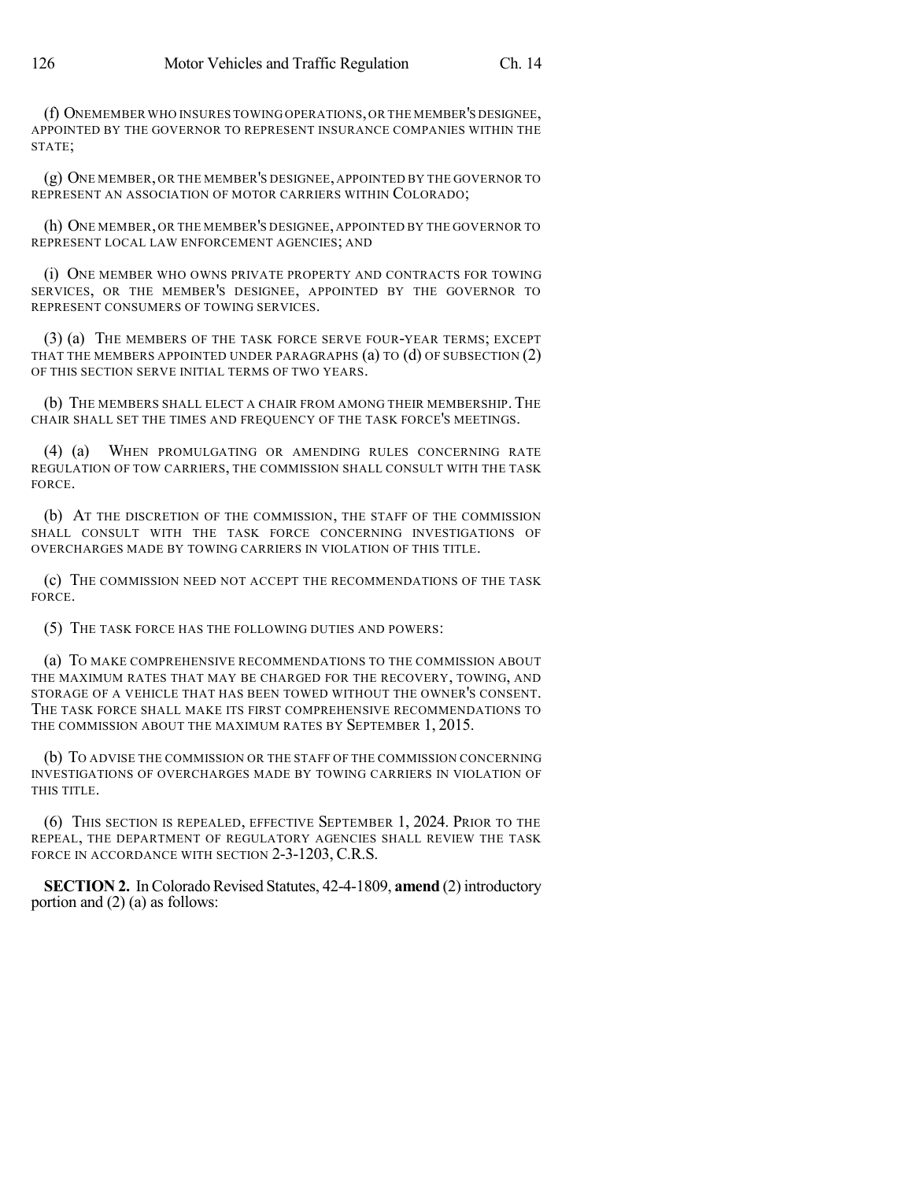(f) ONEMEMBER WHO INSURES TOWING OPERATIONS, OR THE MEMBER'S DESIGNEE, APPOINTED BY THE GOVERNOR TO REPRESENT INSURANCE COMPANIES WITHIN THE STATE;

(g) ONE MEMBER, OR THE MEMBER'S DESIGNEE, APPOINTED BY THE GOVERNOR TO REPRESENT AN ASSOCIATION OF MOTOR CARRIERS WITHIN COLORADO;

(h) ONE MEMBER, OR THE MEMBER'S DESIGNEE, APPOINTED BY THE GOVERNOR TO REPRESENT LOCAL LAW ENFORCEMENT AGENCIES; AND

(i) ONE MEMBER WHO OWNS PRIVATE PROPERTY AND CONTRACTS FOR TOWING SERVICES, OR THE MEMBER'S DESIGNEE, APPOINTED BY THE GOVERNOR TO REPRESENT CONSUMERS OF TOWING SERVICES.

(3) (a) THE MEMBERS OF THE TASK FORCE SERVE FOUR-YEAR TERMS; EXCEPT THAT THE MEMBERS APPOINTED UNDER PARAGRAPHS (a) TO (d) OF SUBSECTION (2) OF THIS SECTION SERVE INITIAL TERMS OF TWO YEARS.

(b) THE MEMBERS SHALL ELECT A CHAIR FROM AMONG THEIR MEMBERSHIP. THE CHAIR SHALL SET THE TIMES AND FREQUENCY OF THE TASK FORCE'S MEETINGS.

(4) (a) WHEN PROMULGATING OR AMENDING RULES CONCERNING RATE REGULATION OF TOW CARRIERS, THE COMMISSION SHALL CONSULT WITH THE TASK FORCE.

(b) AT THE DISCRETION OF THE COMMISSION, THE STAFF OF THE COMMISSION SHALL CONSULT WITH THE TASK FORCE CONCERNING INVESTIGATIONS OF OVERCHARGES MADE BY TOWING CARRIERS IN VIOLATION OF THIS TITLE.

(c) THE COMMISSION NEED NOT ACCEPT THE RECOMMENDATIONS OF THE TASK FORCE.

(5) THE TASK FORCE HAS THE FOLLOWING DUTIES AND POWERS:

(a) TO MAKE COMPREHENSIVE RECOMMENDATIONS TO THE COMMISSION ABOUT THE MAXIMUM RATES THAT MAY BE CHARGED FOR THE RECOVERY, TOWING, AND STORAGE OF A VEHICLE THAT HAS BEEN TOWED WITHOUT THE OWNER'S CONSENT. THE TASK FORCE SHALL MAKE ITS FIRST COMPREHENSIVE RECOMMENDATIONS TO THE COMMISSION ABOUT THE MAXIMUM RATES BY SEPTEMBER 1, 2015.

(b) TO ADVISE THE COMMISSION OR THE STAFF OF THE COMMISSION CONCERNING INVESTIGATIONS OF OVERCHARGES MADE BY TOWING CARRIERS IN VIOLATION OF THIS TITLE.

(6) THIS SECTION IS REPEALED, EFFECTIVE SEPTEMBER 1, 2024. PRIOR TO THE REPEAL, THE DEPARTMENT OF REGULATORY AGENCIES SHALL REVIEW THE TASK FORCE IN ACCORDANCE WITH SECTION 2-3-1203, C.R.S.

**SECTION 2.** In Colorado Revised Statutes, 42-4-1809, **amend** (2) introductory portion and (2) (a) as follows: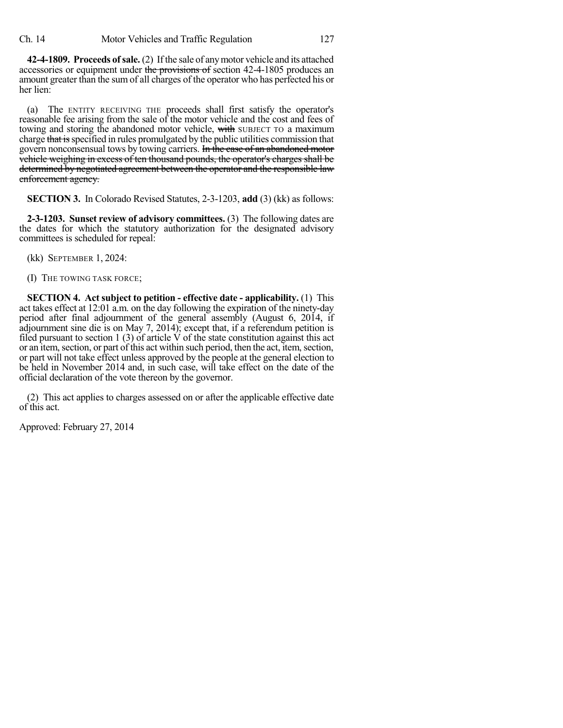**42-4-1809. Proceeds of sale.** (2) If the sale of any motor vehicle and its attached accessories or equipment under ~~the provisions of~~ section 42-4-1805 produces an amount greater than the sum of all charges of the operator who has perfected his or her lien:

(a) The ENTITY RECEIVING THE proceeds shall first satisfy the operator's reasonable fee arising from the sale of the motor vehicle and the cost and fees of towing and storing the abandoned motor vehicle, ~~with~~ SUBJECT TO a maximum charge ~~that is~~ specified in rules promulgated by the public utilities commission that govern nonconsensual tows by towing carriers. ~~In the case of an abandoned motor vehicle weighing in excess of ten thousand pounds, the operator's charges shall be determined by negotiated agreement between the operator and the responsible law enforcement agency.~~

**SECTION 3.** In Colorado Revised Statutes, 2-3-1203, **add** (3) (kk) as follows:

**2-3-1203. Sunset review of advisory committees.** (3) The following dates are the dates for which the statutory authorization for the designated advisory committees is scheduled for repeal:

(kk) SEPTEMBER 1, 2024:

(I) THE TOWING TASK FORCE;

**SECTION 4. Act subject to petition - effective date - applicability.** (1) This act takes effect at 12:01 a.m. on the day following the expiration of the ninety-day period after final adjournment of the general assembly (August 6, 2014, if adjournment sine die is on May 7, 2014); except that, if a referendum petition is filed pursuant to section 1 (3) of article V of the state constitution against this act or an item, section, or part of this act within such period, then the act, item, section, or part will not take effect unless approved by the people at the general election to be held in November 2014 and, in such case, will take effect on the date of the official declaration of the vote thereon by the governor.

(2) This act applies to charges assessed on or after the applicable effective date of this act.

Approved: February 27, 2014